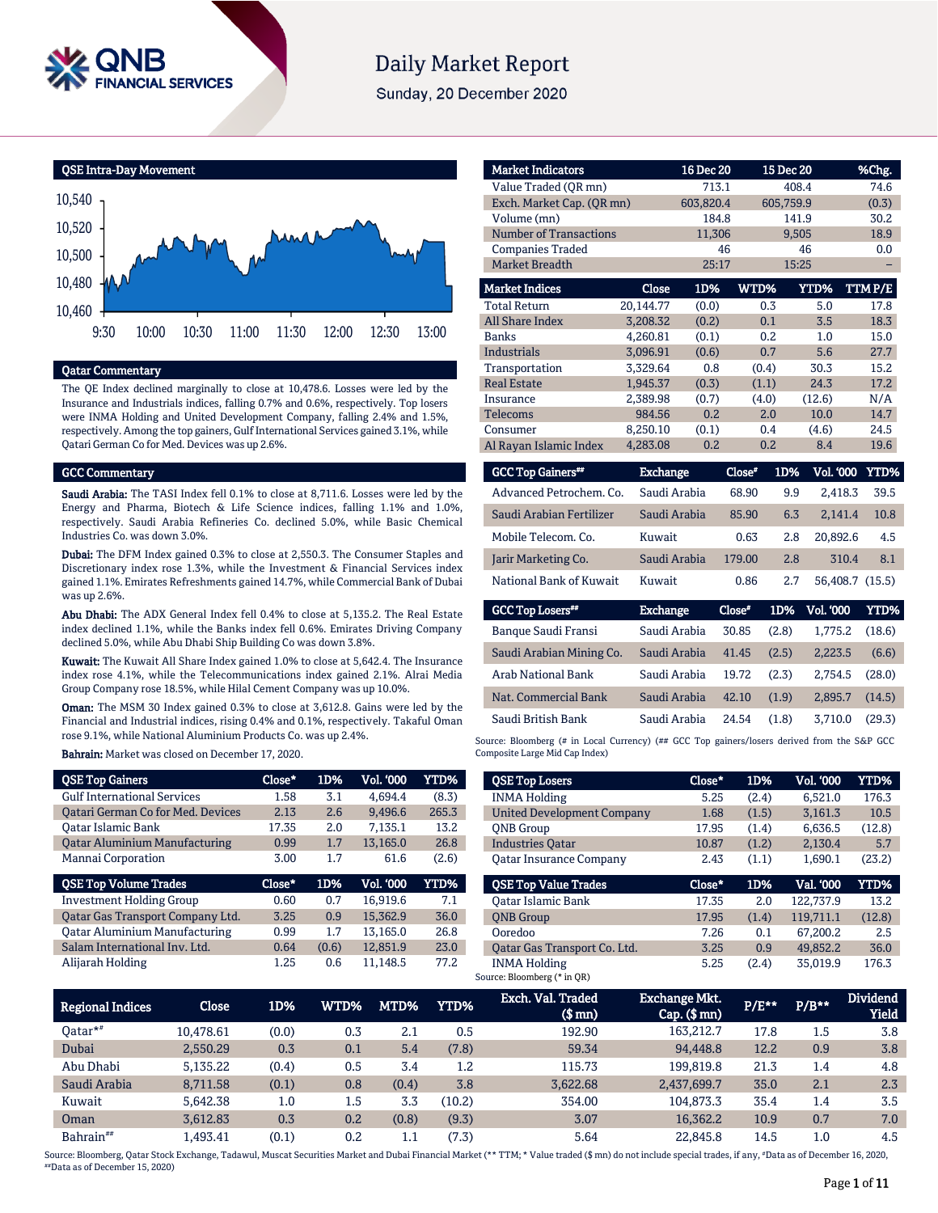# Daily Market Report

Sunday, 20 December 2020

## QSE Intra-Day Movement

## Qatar Commentary

The QE Index declined marginally to close at 10,478.6. Losses were led by the Insurance and Industrials indices, falling 0.7% and 0.6%, respectively. Top losers were INMA Holding and United Development Company, falling 2.4% and 1.5%, respectively. Among the top gainers, Gulf International Services gained 3.1%, while Qatari German Co for Med. Devices was up 2.6%.

## GCC Commentary

**Saudi Arabia:** The TASI Index fell 0.1% to close at 8,711.6. Losses were led by the Energy and Pharma, Biotech & Life Science indices, falling 1.1% and 1.0%, respectively. Saudi Arabia Refineries Co. declined 5.0%, while Basic Chemical Industries Co. was down 3.0%.

**Dubai:** The DFM Index gained 0.3% to close at 2,550.3. The Consumer Staples and Discretionary index rose 1.3%, while the Investment & Financial Services index gained 1.1%. Emirates Refreshments gained 14.7%, while Commercial Bank of Dubai was up 2.6%.

**Abu Dhabi:** The ADX General Index fell 0.4% to close at 5,135.2. The Real Estate index declined 1.1%, while the Banks index fell 0.6%. Emirates Driving Company declined 5.0%, while Abu Dhabi Ship Building Co was down 3.8%.

**Kuwait:** The Kuwait All Share Index gained 1.0% to close at 5,642.4. The Insurance index rose 4.1%, while the Telecommunications index gained 2.1%. Alrai Media Group Company rose 18.5%, while Hilal Cement Company was up 10.0%.

**Oman:** The MSM 30 Index gained 0.3% to close at 3,612.8. Gains were led by the Financial and Industrial indices, rising 0.4% and 0.1%, respectively. Takaful Oman rose 9.1%, while National Aluminium Products Co. was up 2.4%.

**Bahrain:** Market was closed on December 17, 2020.

| Market Indicators | 16 Dec 20 | 15 Dec 20 | %Chg. |
|---|---|---|---|
| Value Traded (QR mn) | 713.1 | 408.4 | 74.6 |
| Exch. Market Cap. (QR mn) | 603,820.4 | 605,759.9 | (0.3) |
| Volume (mn) | 184.8 | 141.9 | 30.2 |
| Number of Transactions | 11,306 | 9,505 | 18.9 |
| Companies Traded | 46 | 46 | 0.0 |
| Market Breadth | 25:17 | 15:25 | – |

| Market Indices | Close | 1D% | WTD% | YTD% | TTM P/E |
|---|---|---|---|---|---|
| Total Return | 20,144.77 | (0.0) | 0.3 | 5.0 | 17.8 |
| All Share Index | 3,208.32 | (0.2) | 0.1 | 3.5 | 18.3 |
| Banks | 4,260.81 | (0.1) | 0.2 | 1.0 | 15.0 |
| Industrials | 3,096.91 | (0.6) | 0.7 | 5.6 | 27.7 |
| Transportation | 3,329.64 | 0.8 | (0.4) | 30.3 | 15.2 |
| Real Estate | 1,945.37 | (0.3) | (1.1) | 24.3 | 17.2 |
| Insurance | 2,389.98 | (0.7) | (4.0) | (12.6) | N/A |
| Telecoms | 984.56 | 0.2 | 2.0 | 10.0 | 14.7 |
| Consumer | 8,250.10 | (0.1) | 0.4 | (4.6) | 24.5 |
| Al Rayan Islamic Index | 4,283.08 | 0.2 | 0.2 | 8.4 | 19.6 |

| GCC Top Gainers## | Exchange | Close# | 1D% | Vol. '000 | YTD% |
|---|---|---|---|---|---|
| Advanced Petrochem. Co. | Saudi Arabia | 68.90 | 9.9 | 2,418.3 | 39.5 |
| Saudi Arabian Fertilizer | Saudi Arabia | 85.90 | 6.3 | 2,141.4 | 10.8 |
| Mobile Telecom. Co. | Kuwait | 0.63 | 2.8 | 20,892.6 | 4.5 |
| Jarir Marketing Co. | Saudi Arabia | 179.00 | 2.8 | 310.4 | 8.1 |
| National Bank of Kuwait | Kuwait | 0.86 | 2.7 | 56,408.7 | (15.5) |

| GCC Top Losers## | Exchange | Close# | 1D% | Vol. '000 | YTD% |
|---|---|---|---|---|---|
| Banque Saudi Fransi | Saudi Arabia | 30.85 | (2.8) | 1,775.2 | (18.6) |
| Saudi Arabian Mining Co. | Saudi Arabia | 41.45 | (2.5) | 2,223.5 | (6.6) |
| Arab National Bank | Saudi Arabia | 19.72 | (2.3) | 2,754.5 | (28.0) |
| Nat. Commercial Bank | Saudi Arabia | 42.10 | (1.9) | 2,895.7 | (14.5) |
| Saudi British Bank | Saudi Arabia | 24.54 | (1.8) | 3,710.0 | (29.3) |

Source: Bloomberg (# in Local Currency) (## GCC Top gainers/losers derived from the S&P GCC Composite Large Mid Cap Index)

| QSE Top Gainers | Close* | 1D% | Vol. '000 | YTD% |
|---|---|---|---|---|
| Gulf International Services | 1.58 | 3.1 | 4,694.4 | (8.3) |
| Qatari German Co for Med. Devices | 2.13 | 2.6 | 9,496.6 | 265.3 |
| Qatar Islamic Bank | 17.35 | 2.0 | 7,135.1 | 13.2 |
| Qatar Aluminium Manufacturing | 0.99 | 1.7 | 13,165.0 | 26.8 |
| Mannai Corporation | 3.00 | 1.7 | 61.6 | (2.6) |

| QSE Top Losers | Close* | 1D% | Vol. '000 | YTD% |
|---|---|---|---|---|
| INMA Holding | 5.25 | (2.4) | 6,521.0 | 176.3 |
| United Development Company | 1.68 | (1.5) | 3,161.3 | 10.5 |
| QNB Group | 17.95 | (1.4) | 6,636.5 | (12.8) |
| Industries Qatar | 10.87 | (1.2) | 2,130.4 | 5.7 |
| Qatar Insurance Company | 2.43 | (1.1) | 1,690.1 | (23.2) |

| QSE Top Volume Trades | Close* | 1D% | Vol. '000 | YTD% |
|---|---|---|---|---|
| Investment Holding Group | 0.60 | 0.7 | 16,919.6 | 7.1 |
| Qatar Gas Transport Company Ltd. | 3.25 | 0.9 | 15,362.9 | 36.0 |
| Qatar Aluminium Manufacturing | 0.99 | 1.7 | 13,165.0 | 26.8 |
| Salam International Inv. Ltd. | 0.64 | (0.6) | 12,851.9 | 23.0 |
| Alijarah Holding | 1.25 | 0.6 | 11,148.5 | 77.2 |

| QSE Top Value Trades | Close* | 1D% | Val. '000 | YTD% |
|---|---|---|---|---|
| Qatar Islamic Bank | 17.35 | 2.0 | 122,737.9 | 13.2 |
| QNB Group | 17.95 | (1.4) | 119,711.1 | (12.8) |
| Ooredoo | 7.26 | 0.1 | 67,200.2 | 2.5 |
| Qatar Gas Transport Co. Ltd. | 3.25 | 0.9 | 49,852.2 | 36.0 |
| INMA Holding | 5.25 | (2.4) | 35,019.9 | 176.3 |

Source: Bloomberg (* in QR)

| Regional Indices | Close | 1D% | WTD% | MTD% | YTD% | Exch. Val. Traded ($ mn) | Exchange Mkt. Cap. ($ mn) | P/E** | P/B** | Dividend Yield |
|---|---|---|---|---|---|---|---|---|---|---|
| Qatar*# | 10,478.61 | (0.0) | 0.3 | 2.1 | 0.5 | 192.90 | 163,212.7 | 17.8 | 1.5 | 3.8 |
| Dubai | 2,550.29 | 0.3 | 0.1 | 5.4 | (7.8) | 59.34 | 94,448.8 | 12.2 | 0.9 | 3.8 |
| Abu Dhabi | 5,135.22 | (0.4) | 0.5 | 3.4 | 1.2 | 115.73 | 199,819.8 | 21.3 | 1.4 | 4.8 |
| Saudi Arabia | 8,711.58 | (0.1) | 0.8 | (0.4) | 3.8 | 3,622.68 | 2,437,699.7 | 35.0 | 2.1 | 2.3 |
| Kuwait | 5,642.38 | 1.0 | 1.5 | 3.3 | (10.2) | 354.00 | 104,873.3 | 35.4 | 1.4 | 3.5 |
| Oman | 3,612.83 | 0.3 | 0.2 | (0.8) | (9.3) | 3.07 | 16,362.2 | 10.9 | 0.7 | 7.0 |
| Bahrain## | 1,493.41 | (0.1) | 0.2 | 1.1 | (7.3) | 5.64 | 22,845.8 | 14.5 | 1.0 | 4.5 |

Source: Bloomberg, Qatar Stock Exchange, Tadawul, Muscat Securities Market and Dubai Financial Market (** TTM; * Value traded ($ mn) do not include special trades, if any, #Data as of December 16, 2020, ##Data as of December 15, 2020)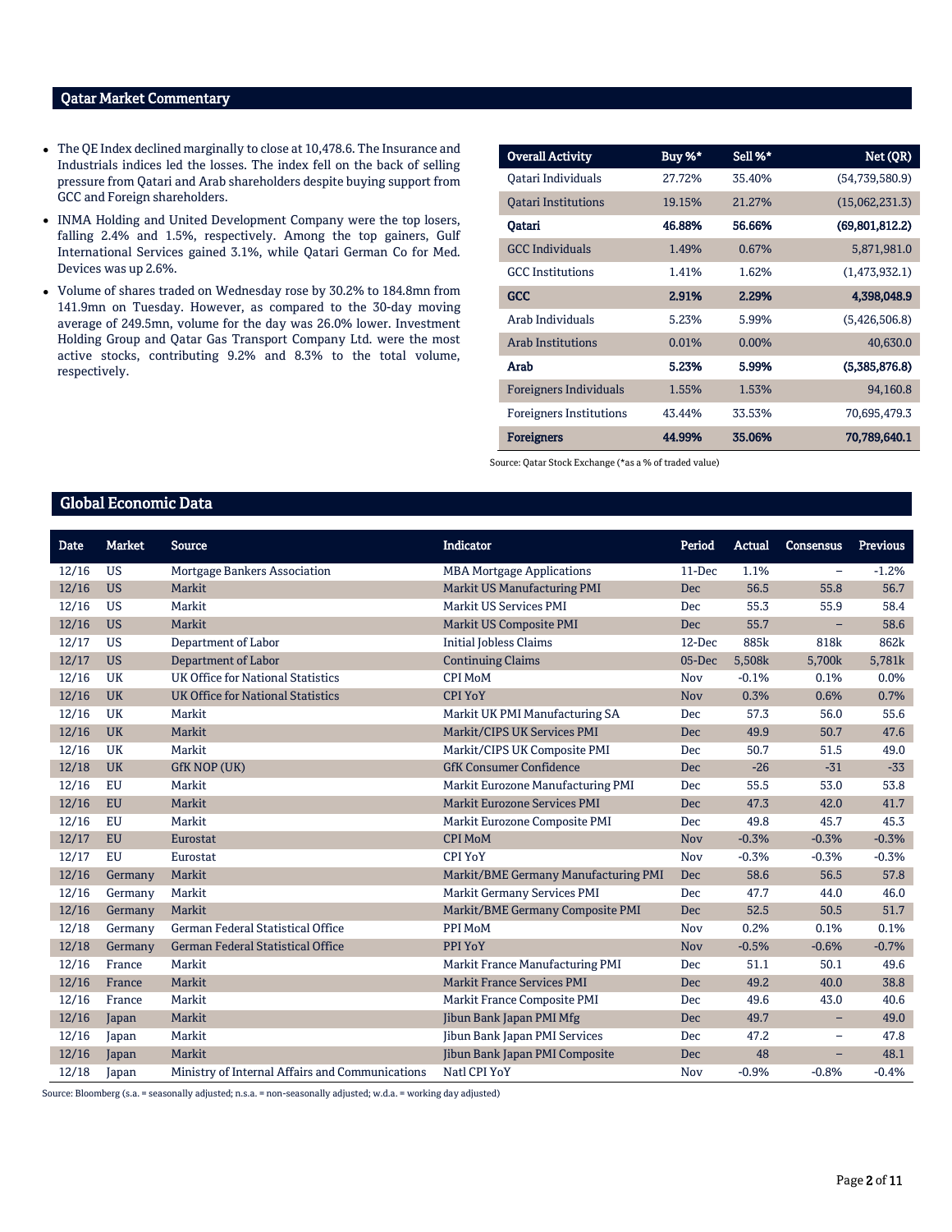## Qatar Market Commentary

- The QE Index declined marginally to close at 10,478.6. The Insurance and Industrials indices led the losses. The index fell on the back of selling pressure from Qatari and Arab shareholders despite buying support from GCC and Foreign shareholders.
- INMA Holding and United Development Company were the top losers, falling 2.4% and 1.5%, respectively. Among the top gainers, Gulf International Services gained 3.1%, while Qatari German Co for Med. Devices was up 2.6%.
- Volume of shares traded on Wednesday rose by 30.2% to 184.8mn from 141.9mn on Tuesday. However, as compared to the 30-day moving average of 249.5mn, volume for the day was 26.0% lower. Investment Holding Group and Qatar Gas Transport Company Ltd. were the most active stocks, contributing 9.2% and 8.3% to the total volume, respectively.

| Overall Activity | Buy %* | Sell %* | Net (QR) |
|---|---|---|---|
| Qatari Individuals | 27.72% | 35.40% | (54,739,580.9) |
| Qatari Institutions | 19.15% | 21.27% | (15,062,231.3) |
| **Qatari** | **46.88%** | **56.66%** | **(69,801,812.2)** |
| GCC Individuals | 1.49% | 0.67% | 5,871,981.0 |
| GCC Institutions | 1.41% | 1.62% | (1,473,932.1) |
| **GCC** | **2.91%** | **2.29%** | **4,398,048.9** |
| Arab Individuals | 5.23% | 5.99% | (5,426,506.8) |
| Arab Institutions | 0.01% | 0.00% | 40,630.0 |
| **Arab** | **5.23%** | **5.99%** | **(5,385,876.8)** |
| Foreigners Individuals | 1.55% | 1.53% | 94,160.8 |
| Foreigners Institutions | 43.44% | 33.53% | 70,695,479.3 |
| **Foreigners** | **44.99%** | **35.06%** | **70,789,640.1** |

Source: Qatar Stock Exchange (*as a % of traded value)

## Global Economic Data

| Date | Market | Source | Indicator | Period | Actual | Consensus | Previous |
|---|---|---|---|---|---|---|---|
| 12/16 | US | Mortgage Bankers Association | MBA Mortgage Applications | 11-Dec | 1.1% | – | -1.2% |
| 12/16 | US | Markit | Markit US Manufacturing PMI | Dec | 56.5 | 55.8 | 56.7 |
| 12/16 | US | Markit | Markit US Services PMI | Dec | 55.3 | 55.9 | 58.4 |
| 12/16 | US | Markit | Markit US Composite PMI | Dec | 55.7 | – | 58.6 |
| 12/17 | US | Department of Labor | Initial Jobless Claims | 12-Dec | 885k | 818k | 862k |
| 12/17 | US | Department of Labor | Continuing Claims | 05-Dec | 5,508k | 5,700k | 5,781k |
| 12/16 | UK | UK Office for National Statistics | CPI MoM | Nov | -0.1% | 0.1% | 0.0% |
| 12/16 | UK | UK Office for National Statistics | CPI YoY | Nov | 0.3% | 0.6% | 0.7% |
| 12/16 | UK | Markit | Markit UK PMI Manufacturing SA | Dec | 57.3 | 56.0 | 55.6 |
| 12/16 | UK | Markit | Markit/CIPS UK Services PMI | Dec | 49.9 | 50.7 | 47.6 |
| 12/16 | UK | Markit | Markit/CIPS UK Composite PMI | Dec | 50.7 | 51.5 | 49.0 |
| 12/18 | UK | GfK NOP (UK) | GfK Consumer Confidence | Dec | -26 | -31 | -33 |
| 12/16 | EU | Markit | Markit Eurozone Manufacturing PMI | Dec | 55.5 | 53.0 | 53.8 |
| 12/16 | EU | Markit | Markit Eurozone Services PMI | Dec | 47.3 | 42.0 | 41.7 |
| 12/16 | EU | Markit | Markit Eurozone Composite PMI | Dec | 49.8 | 45.7 | 45.3 |
| 12/17 | EU | Eurostat | CPI MoM | Nov | -0.3% | -0.3% | -0.3% |
| 12/17 | EU | Eurostat | CPI YoY | Nov | -0.3% | -0.3% | -0.3% |
| 12/16 | Germany | Markit | Markit/BME Germany Manufacturing PMI | Dec | 58.6 | 56.5 | 57.8 |
| 12/16 | Germany | Markit | Markit Germany Services PMI | Dec | 47.7 | 44.0 | 46.0 |
| 12/16 | Germany | Markit | Markit/BME Germany Composite PMI | Dec | 52.5 | 50.5 | 51.7 |
| 12/18 | Germany | German Federal Statistical Office | PPI MoM | Nov | 0.2% | 0.1% | 0.1% |
| 12/18 | Germany | German Federal Statistical Office | PPI YoY | Nov | -0.5% | -0.6% | -0.7% |
| 12/16 | France | Markit | Markit France Manufacturing PMI | Dec | 51.1 | 50.1 | 49.6 |
| 12/16 | France | Markit | Markit France Services PMI | Dec | 49.2 | 40.0 | 38.8 |
| 12/16 | France | Markit | Markit France Composite PMI | Dec | 49.6 | 43.0 | 40.6 |
| 12/16 | Japan | Markit | Jibun Bank Japan PMI Mfg | Dec | 49.7 | – | 49.0 |
| 12/16 | Japan | Markit | Jibun Bank Japan PMI Services | Dec | 47.2 | – | 47.8 |
| 12/16 | Japan | Markit | Jibun Bank Japan PMI Composite | Dec | 48 | – | 48.1 |
| 12/18 | Japan | Ministry of Internal Affairs and Communications | Natl CPI YoY | Nov | -0.9% | -0.8% | -0.4% |

Source: Bloomberg (s.a. = seasonally adjusted; n.s.a. = non-seasonally adjusted; w.d.a. = working day adjusted)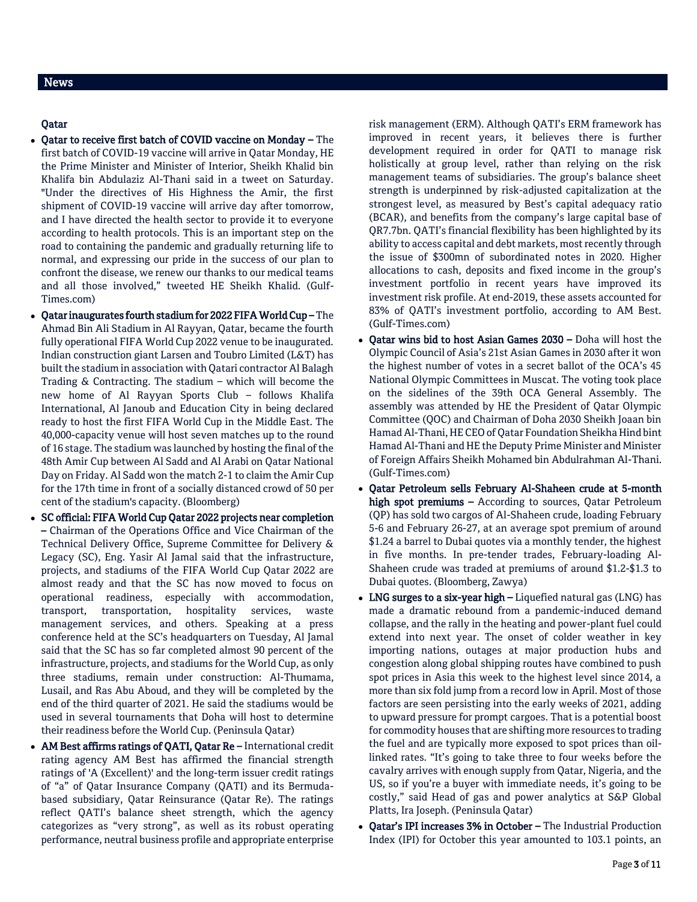## News

### Qatar

- **Qatar to receive first batch of COVID vaccine on Monday –** The first batch of COVID-19 vaccine will arrive in Qatar Monday, HE the Prime Minister and Minister of Interior, Sheikh Khalid bin Khalifa bin Abdulaziz Al-Thani said in a tweet on Saturday. "Under the directives of His Highness the Amir, the first shipment of COVID-19 vaccine will arrive day after tomorrow, and I have directed the health sector to provide it to everyone according to health protocols. This is an important step on the road to containing the pandemic and gradually returning life to normal, and expressing our pride in the success of our plan to confront the disease, we renew our thanks to our medical teams and all those involved," tweeted HE Sheikh Khalid. (Gulf-Times.com)
- **Qatar inaugurates fourth stadium for 2022 FIFA World Cup –** The Ahmad Bin Ali Stadium in Al Rayyan, Qatar, became the fourth fully operational FIFA World Cup 2022 venue to be inaugurated. Indian construction giant Larsen and Toubro Limited (L&T) has built the stadium in association with Qatari contractor Al Balagh Trading & Contracting. The stadium – which will become the new home of Al Rayyan Sports Club – follows Khalifa International, Al Janoub and Education City in being declared ready to host the first FIFA World Cup in the Middle East. The 40,000-capacity venue will host seven matches up to the round of 16 stage. The stadium was launched by hosting the final of the 48th Amir Cup between Al Sadd and Al Arabi on Qatar National Day on Friday. Al Sadd won the match 2-1 to claim the Amir Cup for the 17th time in front of a socially distanced crowd of 50 per cent of the stadium's capacity. (Bloomberg)
- **SC official: FIFA World Cup Qatar 2022 projects near completion –** Chairman of the Operations Office and Vice Chairman of the Technical Delivery Office, Supreme Committee for Delivery & Legacy (SC), Eng. Yasir Al Jamal said that the infrastructure, projects, and stadiums of the FIFA World Cup Qatar 2022 are almost ready and that the SC has now moved to focus on operational readiness, especially with accommodation, transport, transportation, hospitality services, waste management services, and others. Speaking at a press conference held at the SC's headquarters on Tuesday, Al Jamal said that the SC has so far completed almost 90 percent of the infrastructure, projects, and stadiums for the World Cup, as only three stadiums, remain under construction: Al-Thumama, Lusail, and Ras Abu Aboud, and they will be completed by the end of the third quarter of 2021. He said the stadiums would be used in several tournaments that Doha will host to determine their readiness before the World Cup. (Peninsula Qatar)
- **AM Best affirms ratings of QATI, Qatar Re –** International credit rating agency AM Best has affirmed the financial strength ratings of 'A (Excellent)' and the long-term issuer credit ratings of "a" of Qatar Insurance Company (QATI) and its Bermuda-based subsidiary, Qatar Reinsurance (Qatar Re). The ratings reflect QATI's balance sheet strength, which the agency categorizes as "very strong", as well as its robust operating performance, neutral business profile and appropriate enterprise risk management (ERM). Although QATI's ERM framework has improved in recent years, it believes there is further development required in order for QATI to manage risk holistically at group level, rather than relying on the risk management teams of subsidiaries. The group's balance sheet strength is underpinned by risk-adjusted capitalization at the strongest level, as measured by Best's capital adequacy ratio (BCAR), and benefits from the company's large capital base of QR7.7bn. QATI's financial flexibility has been highlighted by its ability to access capital and debt markets, most recently through the issue of $300mn of subordinated notes in 2020. Higher allocations to cash, deposits and fixed income in the group's investment portfolio in recent years have improved its investment risk profile. At end-2019, these assets accounted for 83% of QATI's investment portfolio, according to AM Best. (Gulf-Times.com)
- **Qatar wins bid to host Asian Games 2030 –** Doha will host the Olympic Council of Asia's 21st Asian Games in 2030 after it won the highest number of votes in a secret ballot of the OCA's 45 National Olympic Committees in Muscat. The voting took place on the sidelines of the 39th OCA General Assembly. The assembly was attended by HE the President of Qatar Olympic Committee (QOC) and Chairman of Doha 2030 Sheikh Joaan bin Hamad Al-Thani, HE CEO of Qatar Foundation Sheikha Hind bint Hamad Al-Thani and HE the Deputy Prime Minister and Minister of Foreign Affairs Sheikh Mohamed bin Abdulrahman Al-Thani. (Gulf-Times.com)
- **Qatar Petroleum sells February Al-Shaheen crude at 5-month high spot premiums –** According to sources, Qatar Petroleum (QP) has sold two cargos of Al-Shaheen crude, loading February 5-6 and February 26-27, at an average spot premium of around $1.24 a barrel to Dubai quotes via a monthly tender, the highest in five months. In pre-tender trades, February-loading Al-Shaheen crude was traded at premiums of around $1.2-$1.3 to Dubai quotes. (Bloomberg, Zawya)
- **LNG surges to a six-year high –** Liquefied natural gas (LNG) has made a dramatic rebound from a pandemic-induced demand collapse, and the rally in the heating and power-plant fuel could extend into next year. The onset of colder weather in key importing nations, outages at major production hubs and congestion along global shipping routes have combined to push spot prices in Asia this week to the highest level since 2014, a more than six fold jump from a record low in April. Most of those factors are seen persisting into the early weeks of 2021, adding to upward pressure for prompt cargoes. That is a potential boost for commodity houses that are shifting more resources to trading the fuel and are typically more exposed to spot prices than oil-linked rates. "It's going to take three to four weeks before the cavalry arrives with enough supply from Qatar, Nigeria, and the US, so if you're a buyer with immediate needs, it's going to be costly," said Head of gas and power analytics at S&P Global Platts, Ira Joseph. (Peninsula Qatar)
- **Qatar's IPI increases 3% in October –** The Industrial Production Index (IPI) for October this year amounted to 103.1 points, an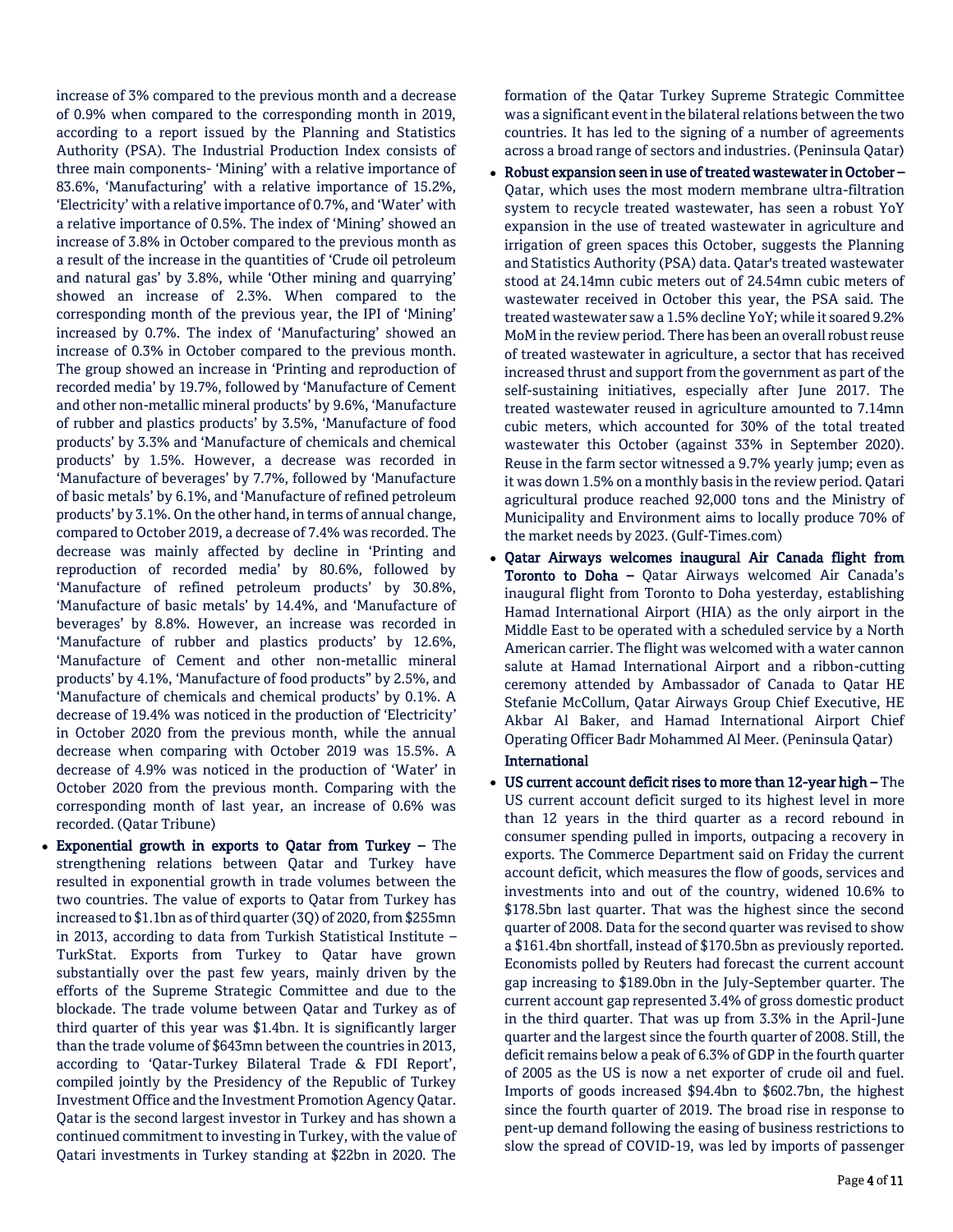increase of 3% compared to the previous month and a decrease of 0.9% when compared to the corresponding month in 2019, according to a report issued by the Planning and Statistics Authority (PSA). The Industrial Production Index consists of three main components- 'Mining' with a relative importance of 83.6%, 'Manufacturing' with a relative importance of 15.2%, 'Electricity' with a relative importance of 0.7%, and 'Water' with a relative importance of 0.5%. The index of 'Mining' showed an increase of 3.8% in October compared to the previous month as a result of the increase in the quantities of 'Crude oil petroleum and natural gas' by 3.8%, while 'Other mining and quarrying' showed an increase of 2.3%. When compared to the corresponding month of the previous year, the IPI of 'Mining' increased by 0.7%. The index of 'Manufacturing' showed an increase of 0.3% in October compared to the previous month. The group showed an increase in 'Printing and reproduction of recorded media' by 19.7%, followed by 'Manufacture of Cement and other non-metallic mineral products' by 9.6%, 'Manufacture of rubber and plastics products' by 3.5%, 'Manufacture of food products' by 3.3% and 'Manufacture of chemicals and chemical products' by 1.5%. However, a decrease was recorded in 'Manufacture of beverages' by 7.7%, followed by 'Manufacture of basic metals' by 6.1%, and 'Manufacture of refined petroleum products' by 3.1%. On the other hand, in terms of annual change, compared to October 2019, a decrease of 7.4% was recorded. The decrease was mainly affected by decline in 'Printing and reproduction of recorded media' by 80.6%, followed by 'Manufacture of refined petroleum products' by 30.8%, 'Manufacture of basic metals' by 14.4%, and 'Manufacture of beverages' by 8.8%. However, an increase was recorded in 'Manufacture of rubber and plastics products' by 12.6%, 'Manufacture of Cement and other non-metallic mineral products' by 4.1%, 'Manufacture of food products" by 2.5%, and 'Manufacture of chemicals and chemical products' by 0.1%. A decrease of 19.4% was noticed in the production of 'Electricity' in October 2020 from the previous month, while the annual decrease when comparing with October 2019 was 15.5%. A decrease of 4.9% was noticed in the production of 'Water' in October 2020 from the previous month. Comparing with the corresponding month of last year, an increase of 0.6% was recorded. (Qatar Tribune)

- **Exponential growth in exports to Qatar from Turkey –** The strengthening relations between Qatar and Turkey have resulted in exponential growth in trade volumes between the two countries. The value of exports to Qatar from Turkey has increased to $1.1bn as of third quarter (3Q) of 2020, from $255mn in 2013, according to data from Turkish Statistical Institute – TurkStat. Exports from Turkey to Qatar have grown substantially over the past few years, mainly driven by the efforts of the Supreme Strategic Committee and due to the blockade. The trade volume between Qatar and Turkey as of third quarter of this year was $1.4bn. It is significantly larger than the trade volume of $643mn between the countries in 2013, according to 'Qatar-Turkey Bilateral Trade & FDI Report', compiled jointly by the Presidency of the Republic of Turkey Investment Office and the Investment Promotion Agency Qatar. Qatar is the second largest investor in Turkey and has shown a continued commitment to investing in Turkey, with the value of Qatari investments in Turkey standing at $22bn in 2020. The formation of the Qatar Turkey Supreme Strategic Committee was a significant event in the bilateral relations between the two countries. It has led to the signing of a number of agreements across a broad range of sectors and industries. (Peninsula Qatar)
- **Robust expansion seen in use of treated wastewater in October –** Qatar, which uses the most modern membrane ultra-filtration system to recycle treated wastewater, has seen a robust YoY expansion in the use of treated wastewater in agriculture and irrigation of green spaces this October, suggests the Planning and Statistics Authority (PSA) data. Qatar's treated wastewater stood at 24.14mn cubic meters out of 24.54mn cubic meters of wastewater received in October this year, the PSA said. The treated wastewater saw a 1.5% decline YoY; while it soared 9.2% MoM in the review period. There has been an overall robust reuse of treated wastewater in agriculture, a sector that has received increased thrust and support from the government as part of the self-sustaining initiatives, especially after June 2017. The treated wastewater reused in agriculture amounted to 7.14mn cubic meters, which accounted for 30% of the total treated wastewater this October (against 33% in September 2020). Reuse in the farm sector witnessed a 9.7% yearly jump; even as it was down 1.5% on a monthly basis in the review period. Qatari agricultural produce reached 92,000 tons and the Ministry of Municipality and Environment aims to locally produce 70% of the market needs by 2023. (Gulf-Times.com)
- **Qatar Airways welcomes inaugural Air Canada flight from Toronto to Doha –** Qatar Airways welcomed Air Canada's inaugural flight from Toronto to Doha yesterday, establishing Hamad International Airport (HIA) as the only airport in the Middle East to be operated with a scheduled service by a North American carrier. The flight was welcomed with a water cannon salute at Hamad International Airport and a ribbon-cutting ceremony attended by Ambassador of Canada to Qatar HE Stefanie McCollum, Qatar Airways Group Chief Executive, HE Akbar Al Baker, and Hamad International Airport Chief Operating Officer Badr Mohammed Al Meer. (Peninsula Qatar)

## International

- **US current account deficit rises to more than 12-year high –** The US current account deficit surged to its highest level in more than 12 years in the third quarter as a record rebound in consumer spending pulled in imports, outpacing a recovery in exports. The Commerce Department said on Friday the current account deficit, which measures the flow of goods, services and investments into and out of the country, widened 10.6% to $178.5bn last quarter. That was the highest since the second quarter of 2008. Data for the second quarter was revised to show a $161.4bn shortfall, instead of $170.5bn as previously reported. Economists polled by Reuters had forecast the current account gap increasing to $189.0bn in the July-September quarter. The current account gap represented 3.4% of gross domestic product in the third quarter. That was up from 3.3% in the April-June quarter and the largest since the fourth quarter of 2008. Still, the deficit remains below a peak of 6.3% of GDP in the fourth quarter of 2005 as the US is now a net exporter of crude oil and fuel. Imports of goods increased $94.4bn to $602.7bn, the highest since the fourth quarter of 2019. The broad rise in response to pent-up demand following the easing of business restrictions to slow the spread of COVID-19, was led by imports of passenger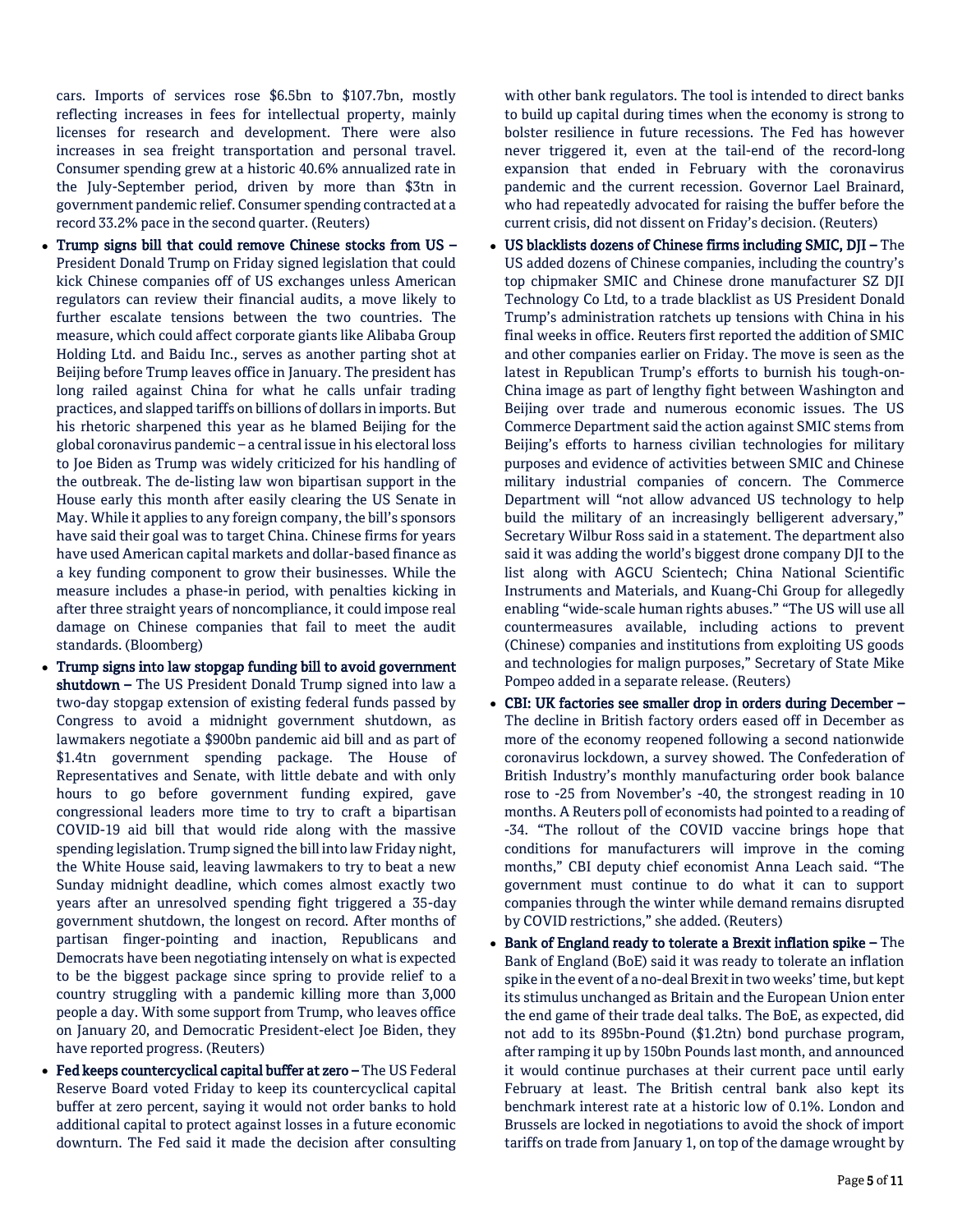cars. Imports of services rose $6.5bn to $107.7bn, mostly reflecting increases in fees for intellectual property, mainly licenses for research and development. There were also increases in sea freight transportation and personal travel. Consumer spending grew at a historic 40.6% annualized rate in the July-September period, driven by more than $3tn in government pandemic relief. Consumer spending contracted at a record 33.2% pace in the second quarter. (Reuters)

- **Trump signs bill that could remove Chinese stocks from US –** President Donald Trump on Friday signed legislation that could kick Chinese companies off of US exchanges unless American regulators can review their financial audits, a move likely to further escalate tensions between the two countries. The measure, which could affect corporate giants like Alibaba Group Holding Ltd. and Baidu Inc., serves as another parting shot at Beijing before Trump leaves office in January. The president has long railed against China for what he calls unfair trading practices, and slapped tariffs on billions of dollars in imports. But his rhetoric sharpened this year as he blamed Beijing for the global coronavirus pandemic – a central issue in his electoral loss to Joe Biden as Trump was widely criticized for his handling of the outbreak. The de-listing law won bipartisan support in the House early this month after easily clearing the US Senate in May. While it applies to any foreign company, the bill's sponsors have said their goal was to target China. Chinese firms for years have used American capital markets and dollar-based finance as a key funding component to grow their businesses. While the measure includes a phase-in period, with penalties kicking in after three straight years of noncompliance, it could impose real damage on Chinese companies that fail to meet the audit standards. (Bloomberg)
- **Trump signs into law stopgap funding bill to avoid government shutdown –** The US President Donald Trump signed into law a two-day stopgap extension of existing federal funds passed by Congress to avoid a midnight government shutdown, as lawmakers negotiate a $900bn pandemic aid bill and as part of $1.4tn government spending package. The House of Representatives and Senate, with little debate and with only hours to go before government funding expired, gave congressional leaders more time to try to craft a bipartisan COVID-19 aid bill that would ride along with the massive spending legislation. Trump signed the bill into law Friday night, the White House said, leaving lawmakers to try to beat a new Sunday midnight deadline, which comes almost exactly two years after an unresolved spending fight triggered a 35-day government shutdown, the longest on record. After months of partisan finger-pointing and inaction, Republicans and Democrats have been negotiating intensely on what is expected to be the biggest package since spring to provide relief to a country struggling with a pandemic killing more than 3,000 people a day. With some support from Trump, who leaves office on January 20, and Democratic President-elect Joe Biden, they have reported progress. (Reuters)
- **Fed keeps countercyclical capital buffer at zero –** The US Federal Reserve Board voted Friday to keep its countercyclical capital buffer at zero percent, saying it would not order banks to hold additional capital to protect against losses in a future economic downturn. The Fed said it made the decision after consulting with other bank regulators. The tool is intended to direct banks to build up capital during times when the economy is strong to bolster resilience in future recessions. The Fed has however never triggered it, even at the tail-end of the record-long expansion that ended in February with the coronavirus pandemic and the current recession. Governor Lael Brainard, who had repeatedly advocated for raising the buffer before the current crisis, did not dissent on Friday's decision. (Reuters)
- **US blacklists dozens of Chinese firms including SMIC, DJI –** The US added dozens of Chinese companies, including the country's top chipmaker SMIC and Chinese drone manufacturer SZ DJI Technology Co Ltd, to a trade blacklist as US President Donald Trump's administration ratchets up tensions with China in his final weeks in office. Reuters first reported the addition of SMIC and other companies earlier on Friday. The move is seen as the latest in Republican Trump's efforts to burnish his tough-on-China image as part of lengthy fight between Washington and Beijing over trade and numerous economic issues. The US Commerce Department said the action against SMIC stems from Beijing's efforts to harness civilian technologies for military purposes and evidence of activities between SMIC and Chinese military industrial companies of concern. The Commerce Department will "not allow advanced US technology to help build the military of an increasingly belligerent adversary," Secretary Wilbur Ross said in a statement. The department also said it was adding the world's biggest drone company DJI to the list along with AGCU Scientech; China National Scientific Instruments and Materials, and Kuang-Chi Group for allegedly enabling "wide-scale human rights abuses." "The US will use all countermeasures available, including actions to prevent (Chinese) companies and institutions from exploiting US goods and technologies for malign purposes," Secretary of State Mike Pompeo added in a separate release. (Reuters)
- **CBI: UK factories see smaller drop in orders during December –** The decline in British factory orders eased off in December as more of the economy reopened following a second nationwide coronavirus lockdown, a survey showed. The Confederation of British Industry's monthly manufacturing order book balance rose to -25 from November's -40, the strongest reading in 10 months. A Reuters poll of economists had pointed to a reading of -34. "The rollout of the COVID vaccine brings hope that conditions for manufacturers will improve in the coming months," CBI deputy chief economist Anna Leach said. "The government must continue to do what it can to support companies through the winter while demand remains disrupted by COVID restrictions," she added. (Reuters)
- **Bank of England ready to tolerate a Brexit inflation spike –** The Bank of England (BoE) said it was ready to tolerate an inflation spike in the event of a no-deal Brexit in two weeks' time, but kept its stimulus unchanged as Britain and the European Union enter the end game of their trade deal talks. The BoE, as expected, did not add to its 895bn-Pound ($1.2tn) bond purchase program, after ramping it up by 150bn Pounds last month, and announced it would continue purchases at their current pace until early February at least. The British central bank also kept its benchmark interest rate at a historic low of 0.1%. London and Brussels are locked in negotiations to avoid the shock of import tariffs on trade from January 1, on top of the damage wrought by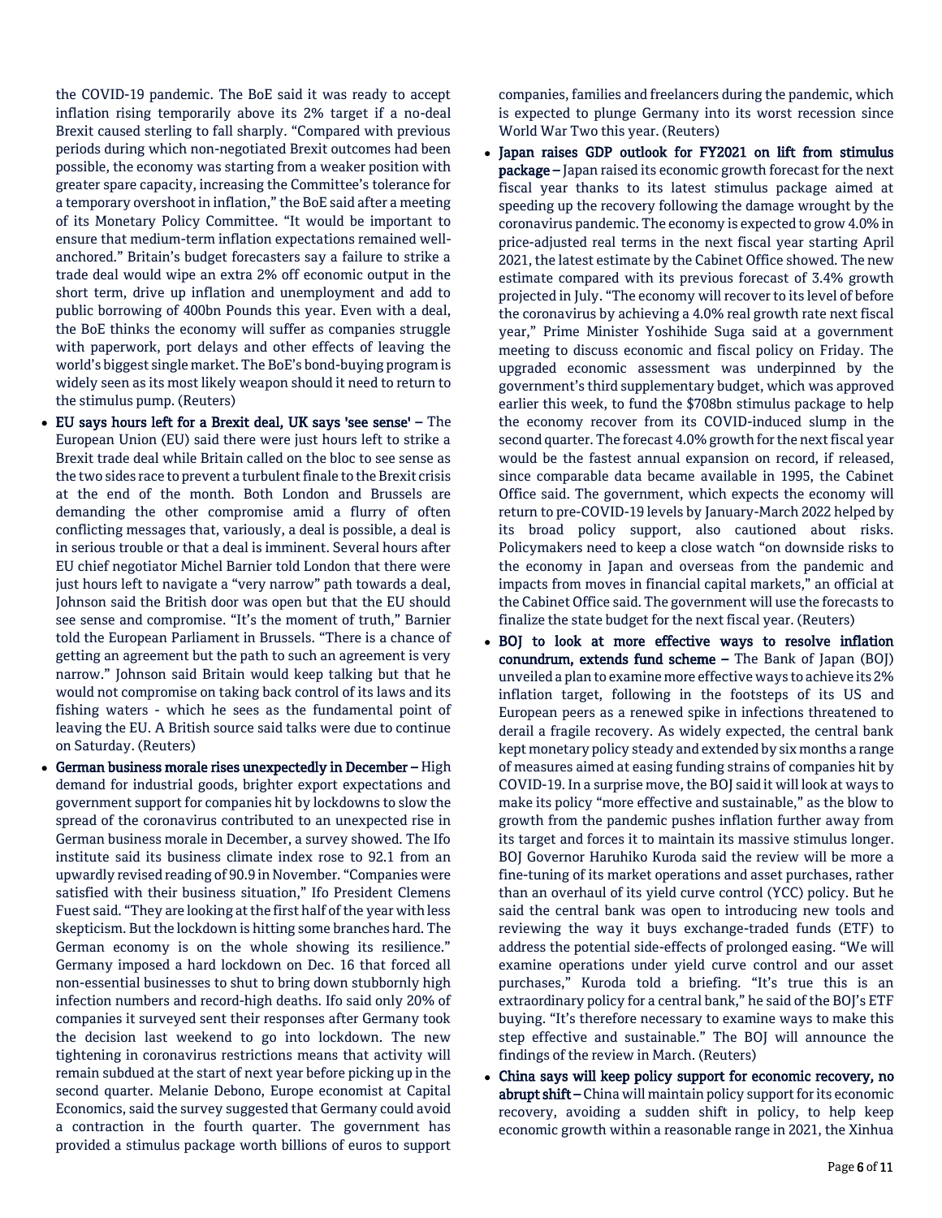the COVID-19 pandemic. The BoE said it was ready to accept inflation rising temporarily above its 2% target if a no-deal Brexit caused sterling to fall sharply. "Compared with previous periods during which non-negotiated Brexit outcomes had been possible, the economy was starting from a weaker position with greater spare capacity, increasing the Committee's tolerance for a temporary overshoot in inflation," the BoE said after a meeting of its Monetary Policy Committee. "It would be important to ensure that medium-term inflation expectations remained well-anchored." Britain's budget forecasters say a failure to strike a trade deal would wipe an extra 2% off economic output in the short term, drive up inflation and unemployment and add to public borrowing of 400bn Pounds this year. Even with a deal, the BoE thinks the economy will suffer as companies struggle with paperwork, port delays and other effects of leaving the world's biggest single market. The BoE's bond-buying program is widely seen as its most likely weapon should it need to return to the stimulus pump. (Reuters)

- **EU says hours left for a Brexit deal, UK says 'see sense'** – The European Union (EU) said there were just hours left to strike a Brexit trade deal while Britain called on the bloc to see sense as the two sides race to prevent a turbulent finale to the Brexit crisis at the end of the month. Both London and Brussels are demanding the other compromise amid a flurry of often conflicting messages that, variously, a deal is possible, a deal is in serious trouble or that a deal is imminent. Several hours after EU chief negotiator Michel Barnier told London that there were just hours left to navigate a "very narrow" path towards a deal, Johnson said the British door was open but that the EU should see sense and compromise. "It's the moment of truth," Barnier told the European Parliament in Brussels. "There is a chance of getting an agreement but the path to such an agreement is very narrow." Johnson said Britain would keep talking but that he would not compromise on taking back control of its laws and its fishing waters - which he sees as the fundamental point of leaving the EU. A British source said talks were due to continue on Saturday. (Reuters)
- **German business morale rises unexpectedly in December** – High demand for industrial goods, brighter export expectations and government support for companies hit by lockdowns to slow the spread of the coronavirus contributed to an unexpected rise in German business morale in December, a survey showed. The Ifo institute said its business climate index rose to 92.1 from an upwardly revised reading of 90.9 in November. "Companies were satisfied with their business situation," Ifo President Clemens Fuest said. "They are looking at the first half of the year with less skepticism. But the lockdown is hitting some branches hard. The German economy is on the whole showing its resilience." Germany imposed a hard lockdown on Dec. 16 that forced all non-essential businesses to shut to bring down stubbornly high infection numbers and record-high deaths. Ifo said only 20% of companies it surveyed sent their responses after Germany took the decision last weekend to go into lockdown. The new tightening in coronavirus restrictions means that activity will remain subdued at the start of next year before picking up in the second quarter. Melanie Debono, Europe economist at Capital Economics, said the survey suggested that Germany could avoid a contraction in the fourth quarter. The government has provided a stimulus package worth billions of euros to support companies, families and freelancers during the pandemic, which is expected to plunge Germany into its worst recession since World War Two this year. (Reuters)
- **Japan raises GDP outlook for FY2021 on lift from stimulus package** – Japan raised its economic growth forecast for the next fiscal year thanks to its latest stimulus package aimed at speeding up the recovery following the damage wrought by the coronavirus pandemic. The economy is expected to grow 4.0% in price-adjusted real terms in the next fiscal year starting April 2021, the latest estimate by the Cabinet Office showed. The new estimate compared with its previous forecast of 3.4% growth projected in July. "The economy will recover to its level of before the coronavirus by achieving a 4.0% real growth rate next fiscal year," Prime Minister Yoshihide Suga said at a government meeting to discuss economic and fiscal policy on Friday. The upgraded economic assessment was underpinned by the government's third supplementary budget, which was approved earlier this week, to fund the $708bn stimulus package to help the economy recover from its COVID-induced slump in the second quarter. The forecast 4.0% growth for the next fiscal year would be the fastest annual expansion on record, if released, since comparable data became available in 1995, the Cabinet Office said. The government, which expects the economy will return to pre-COVID-19 levels by January-March 2022 helped by its broad policy support, also cautioned about risks. Policymakers need to keep a close watch "on downside risks to the economy in Japan and overseas from the pandemic and impacts from moves in financial capital markets," an official at the Cabinet Office said. The government will use the forecasts to finalize the state budget for the next fiscal year. (Reuters)
- **BOJ to look at more effective ways to resolve inflation conundrum, extends fund scheme** – The Bank of Japan (BOJ) unveiled a plan to examine more effective ways to achieve its 2% inflation target, following in the footsteps of its US and European peers as a renewed spike in infections threatened to derail a fragile recovery. As widely expected, the central bank kept monetary policy steady and extended by six months a range of measures aimed at easing funding strains of companies hit by COVID-19. In a surprise move, the BOJ said it will look at ways to make its policy "more effective and sustainable," as the blow to growth from the pandemic pushes inflation further away from its target and forces it to maintain its massive stimulus longer. BOJ Governor Haruhiko Kuroda said the review will be more a fine-tuning of its market operations and asset purchases, rather than an overhaul of its yield curve control (YCC) policy. But he said the central bank was open to introducing new tools and reviewing the way it buys exchange-traded funds (ETF) to address the potential side-effects of prolonged easing. "We will examine operations under yield curve control and our asset purchases," Kuroda told a briefing. "It's true this is an extraordinary policy for a central bank," he said of the BOJ's ETF buying. "It's therefore necessary to examine ways to make this step effective and sustainable." The BOJ will announce the findings of the review in March. (Reuters)
- **China says will keep policy support for economic recovery, no abrupt shift** – China will maintain policy support for its economic recovery, avoiding a sudden shift in policy, to help keep economic growth within a reasonable range in 2021, the Xinhua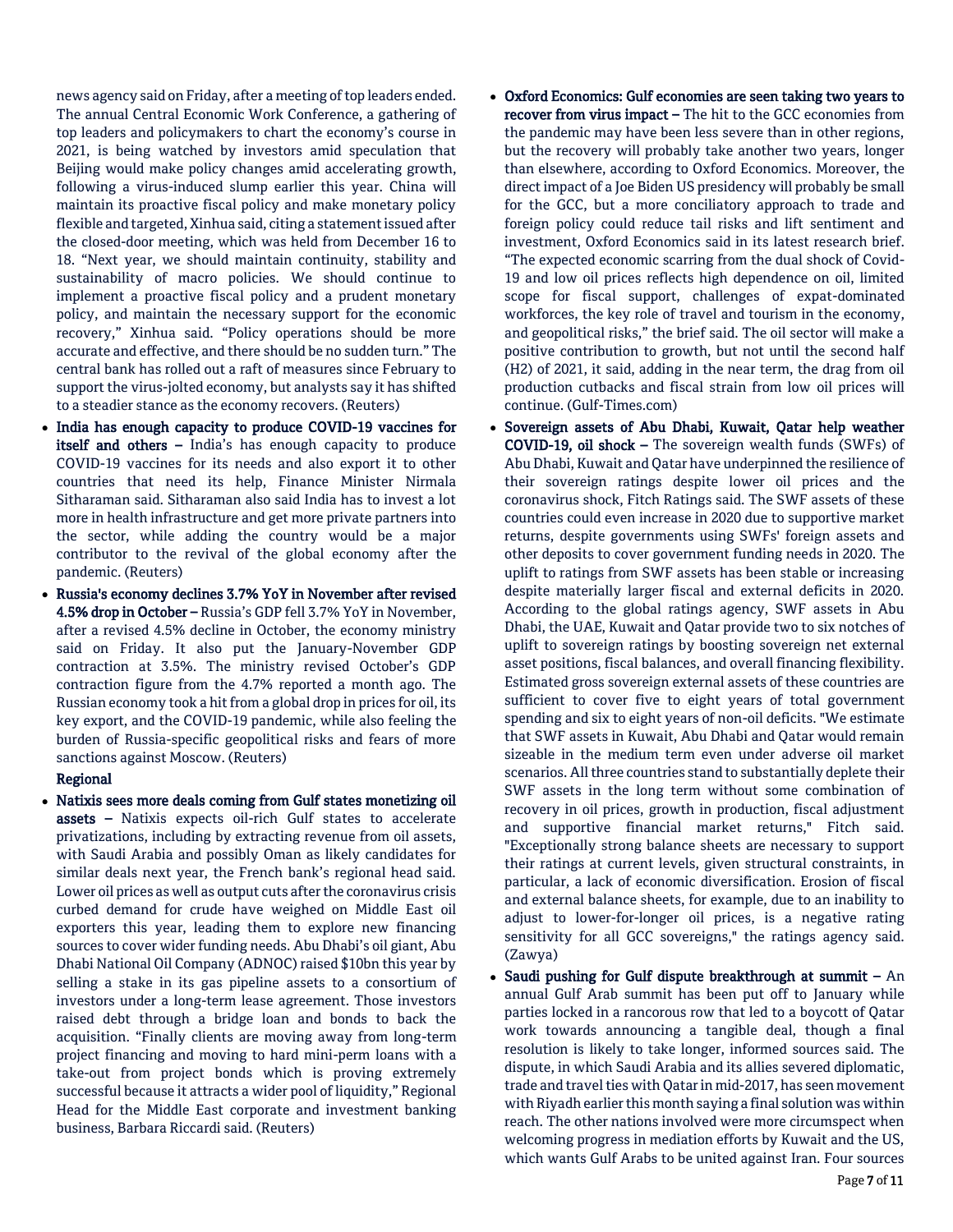news agency said on Friday, after a meeting of top leaders ended. The annual Central Economic Work Conference, a gathering of top leaders and policymakers to chart the economy's course in 2021, is being watched by investors amid speculation that Beijing would make policy changes amid accelerating growth, following a virus-induced slump earlier this year. China will maintain its proactive fiscal policy and make monetary policy flexible and targeted, Xinhua said, citing a statement issued after the closed-door meeting, which was held from December 16 to 18. "Next year, we should maintain continuity, stability and sustainability of macro policies. We should continue to implement a proactive fiscal policy and a prudent monetary policy, and maintain the necessary support for the economic recovery," Xinhua said. "Policy operations should be more accurate and effective, and there should be no sudden turn." The central bank has rolled out a raft of measures since February to support the virus-jolted economy, but analysts say it has shifted to a steadier stance as the economy recovers. (Reuters)

- **India has enough capacity to produce COVID-19 vaccines for itself and others –** India's has enough capacity to produce COVID-19 vaccines for its needs and also export it to other countries that need its help, Finance Minister Nirmala Sitharaman said. Sitharaman also said India has to invest a lot more in health infrastructure and get more private partners into the sector, while adding the country would be a major contributor to the revival of the global economy after the pandemic. (Reuters)
- **Russia's economy declines 3.7% YoY in November after revised 4.5% drop in October –** Russia's GDP fell 3.7% YoY in November, after a revised 4.5% decline in October, the economy ministry said on Friday. It also put the January-November GDP contraction at 3.5%. The ministry revised October's GDP contraction figure from the 4.7% reported a month ago. The Russian economy took a hit from a global drop in prices for oil, its key export, and the COVID-19 pandemic, while also feeling the burden of Russia-specific geopolitical risks and fears of more sanctions against Moscow. (Reuters)

**Regional**

- **Natixis sees more deals coming from Gulf states monetizing oil assets –** Natixis expects oil-rich Gulf states to accelerate privatizations, including by extracting revenue from oil assets, with Saudi Arabia and possibly Oman as likely candidates for similar deals next year, the French bank's regional head said. Lower oil prices as well as output cuts after the coronavirus crisis curbed demand for crude have weighed on Middle East oil exporters this year, leading them to explore new financing sources to cover wider funding needs. Abu Dhabi's oil giant, Abu Dhabi National Oil Company (ADNOC) raised $10bn this year by selling a stake in its gas pipeline assets to a consortium of investors under a long-term lease agreement. Those investors raised debt through a bridge loan and bonds to back the acquisition. "Finally clients are moving away from long-term project financing and moving to hard mini-perm loans with a take-out from project bonds which is proving extremely successful because it attracts a wider pool of liquidity," Regional Head for the Middle East corporate and investment banking business, Barbara Riccardi said. (Reuters)
- **Oxford Economics: Gulf economies are seen taking two years to recover from virus impact –** The hit to the GCC economies from the pandemic may have been less severe than in other regions, but the recovery will probably take another two years, longer than elsewhere, according to Oxford Economics. Moreover, the direct impact of a Joe Biden US presidency will probably be small for the GCC, but a more conciliatory approach to trade and foreign policy could reduce tail risks and lift sentiment and investment, Oxford Economics said in its latest research brief. "The expected economic scarring from the dual shock of Covid-19 and low oil prices reflects high dependence on oil, limited scope for fiscal support, challenges of expat-dominated workforces, the key role of travel and tourism in the economy, and geopolitical risks," the brief said. The oil sector will make a positive contribution to growth, but not until the second half (H2) of 2021, it said, adding in the near term, the drag from oil production cutbacks and fiscal strain from low oil prices will continue. (Gulf-Times.com)
- **Sovereign assets of Abu Dhabi, Kuwait, Qatar help weather COVID-19, oil shock –** The sovereign wealth funds (SWFs) of Abu Dhabi, Kuwait and Qatar have underpinned the resilience of their sovereign ratings despite lower oil prices and the coronavirus shock, Fitch Ratings said. The SWF assets of these countries could even increase in 2020 due to supportive market returns, despite governments using SWFs' foreign assets and other deposits to cover government funding needs in 2020. The uplift to ratings from SWF assets has been stable or increasing despite materially larger fiscal and external deficits in 2020. According to the global ratings agency, SWF assets in Abu Dhabi, the UAE, Kuwait and Qatar provide two to six notches of uplift to sovereign ratings by boosting sovereign net external asset positions, fiscal balances, and overall financing flexibility. Estimated gross sovereign external assets of these countries are sufficient to cover five to eight years of total government spending and six to eight years of non-oil deficits. "We estimate that SWF assets in Kuwait, Abu Dhabi and Qatar would remain sizeable in the medium term even under adverse oil market scenarios. All three countries stand to substantially deplete their SWF assets in the long term without some combination of recovery in oil prices, growth in production, fiscal adjustment and supportive financial market returns," Fitch said. "Exceptionally strong balance sheets are necessary to support their ratings at current levels, given structural constraints, in particular, a lack of economic diversification. Erosion of fiscal and external balance sheets, for example, due to an inability to adjust to lower-for-longer oil prices, is a negative rating sensitivity for all GCC sovereigns," the ratings agency said. (Zawya)
- **Saudi pushing for Gulf dispute breakthrough at summit –** An annual Gulf Arab summit has been put off to January while parties locked in a rancorous row that led to a boycott of Qatar work towards announcing a tangible deal, though a final resolution is likely to take longer, informed sources said. The dispute, in which Saudi Arabia and its allies severed diplomatic, trade and travel ties with Qatar in mid-2017, has seen movement with Riyadh earlier this month saying a final solution was within reach. The other nations involved were more circumspect when welcoming progress in mediation efforts by Kuwait and the US, which wants Gulf Arabs to be united against Iran. Four sources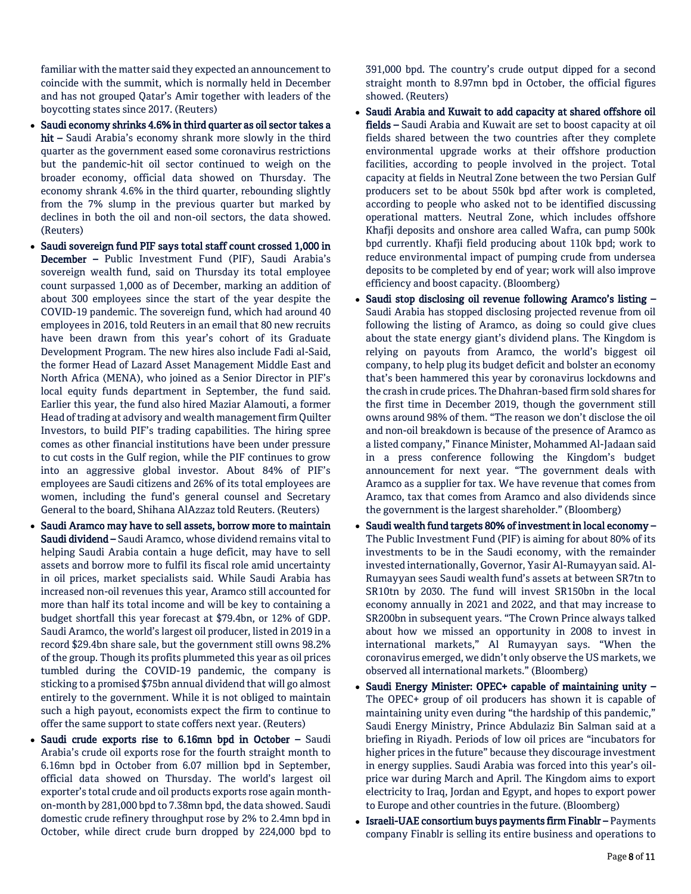familiar with the matter said they expected an announcement to coincide with the summit, which is normally held in December and has not grouped Qatar's Amir together with leaders of the boycotting states since 2017. (Reuters)

- **Saudi economy shrinks 4.6% in third quarter as oil sector takes a hit –** Saudi Arabia's economy shrank more slowly in the third quarter as the government eased some coronavirus restrictions but the pandemic-hit oil sector continued to weigh on the broader economy, official data showed on Thursday. The economy shrank 4.6% in the third quarter, rebounding slightly from the 7% slump in the previous quarter but marked by declines in both the oil and non-oil sectors, the data showed. (Reuters)
- **Saudi sovereign fund PIF says total staff count crossed 1,000 in December –** Public Investment Fund (PIF), Saudi Arabia's sovereign wealth fund, said on Thursday its total employee count surpassed 1,000 as of December, marking an addition of about 300 employees since the start of the year despite the COVID-19 pandemic. The sovereign fund, which had around 40 employees in 2016, told Reuters in an email that 80 new recruits have been drawn from this year's cohort of its Graduate Development Program. The new hires also include Fadi al-Said, the former Head of Lazard Asset Management Middle East and North Africa (MENA), who joined as a Senior Director in PIF's local equity funds department in September, the fund said. Earlier this year, the fund also hired Maziar Alamouti, a former Head of trading at advisory and wealth management firm Quilter Investors, to build PIF's trading capabilities. The hiring spree comes as other financial institutions have been under pressure to cut costs in the Gulf region, while the PIF continues to grow into an aggressive global investor. About 84% of PIF's employees are Saudi citizens and 26% of its total employees are women, including the fund's general counsel and Secretary General to the board, Shihana AlAzzaz told Reuters. (Reuters)
- **Saudi Aramco may have to sell assets, borrow more to maintain Saudi dividend –** Saudi Aramco, whose dividend remains vital to helping Saudi Arabia contain a huge deficit, may have to sell assets and borrow more to fulfil its fiscal role amid uncertainty in oil prices, market specialists said. While Saudi Arabia has increased non-oil revenues this year, Aramco still accounted for more than half its total income and will be key to containing a budget shortfall this year forecast at $79.4bn, or 12% of GDP. Saudi Aramco, the world's largest oil producer, listed in 2019 in a record $29.4bn share sale, but the government still owns 98.2% of the group. Though its profits plummeted this year as oil prices tumbled during the COVID-19 pandemic, the company is sticking to a promised $75bn annual dividend that will go almost entirely to the government. While it is not obliged to maintain such a high payout, economists expect the firm to continue to offer the same support to state coffers next year. (Reuters)
- **Saudi crude exports rise to 6.16mn bpd in October –** Saudi Arabia's crude oil exports rose for the fourth straight month to 6.16mn bpd in October from 6.07 million bpd in September, official data showed on Thursday. The world's largest oil exporter's total crude and oil products exports rose again month-on-month by 281,000 bpd to 7.38mn bpd, the data showed. Saudi domestic crude refinery throughput rose by 2% to 2.4mn bpd in October, while direct crude burn dropped by 224,000 bpd to 391,000 bpd. The country's crude output dipped for a second straight month to 8.97mn bpd in October, the official figures showed. (Reuters)
- **Saudi Arabia and Kuwait to add capacity at shared offshore oil fields –** Saudi Arabia and Kuwait are set to boost capacity at oil fields shared between the two countries after they complete environmental upgrade works at their offshore production facilities, according to people involved in the project. Total capacity at fields in Neutral Zone between the two Persian Gulf producers set to be about 550k bpd after work is completed, according to people who asked not to be identified discussing operational matters. Neutral Zone, which includes offshore Khafji deposits and onshore area called Wafra, can pump 500k bpd currently. Khafji field producing about 110k bpd; work to reduce environmental impact of pumping crude from undersea deposits to be completed by end of year; work will also improve efficiency and boost capacity. (Bloomberg)
- **Saudi stop disclosing oil revenue following Aramco's listing –** Saudi Arabia has stopped disclosing projected revenue from oil following the listing of Aramco, as doing so could give clues about the state energy giant's dividend plans. The Kingdom is relying on payouts from Aramco, the world's biggest oil company, to help plug its budget deficit and bolster an economy that's been hammered this year by coronavirus lockdowns and the crash in crude prices. The Dhahran-based firm sold shares for the first time in December 2019, though the government still owns around 98% of them. "The reason we don't disclose the oil and non-oil breakdown is because of the presence of Aramco as a listed company," Finance Minister, Mohammed Al-Jadaan said in a press conference following the Kingdom's budget announcement for next year. "The government deals with Aramco as a supplier for tax. We have revenue that comes from Aramco, tax that comes from Aramco and also dividends since the government is the largest shareholder." (Bloomberg)
- **Saudi wealth fund targets 80% of investment in local economy –** The Public Investment Fund (PIF) is aiming for about 80% of its investments to be in the Saudi economy, with the remainder invested internationally, Governor, Yasir Al-Rumayyan said. Al-Rumayyan sees Saudi wealth fund's assets at between SR7tn to SR10tn by 2030. The fund will invest SR150bn in the local economy annually in 2021 and 2022, and that may increase to SR200bn in subsequent years. "The Crown Prince always talked about how we missed an opportunity in 2008 to invest in international markets," Al Rumayyan says. "When the coronavirus emerged, we didn't only observe the US markets, we observed all international markets." (Bloomberg)
- **Saudi Energy Minister: OPEC+ capable of maintaining unity –** The OPEC+ group of oil producers has shown it is capable of maintaining unity even during "the hardship of this pandemic," Saudi Energy Ministry, Prince Abdulaziz Bin Salman said at a briefing in Riyadh. Periods of low oil prices are "incubators for higher prices in the future" because they discourage investment in energy supplies. Saudi Arabia was forced into this year's oil-price war during March and April. The Kingdom aims to export electricity to Iraq, Jordan and Egypt, and hopes to export power to Europe and other countries in the future. (Bloomberg)
- **Israeli-UAE consortium buys payments firm Finablr –** Payments company Finablr is selling its entire business and operations to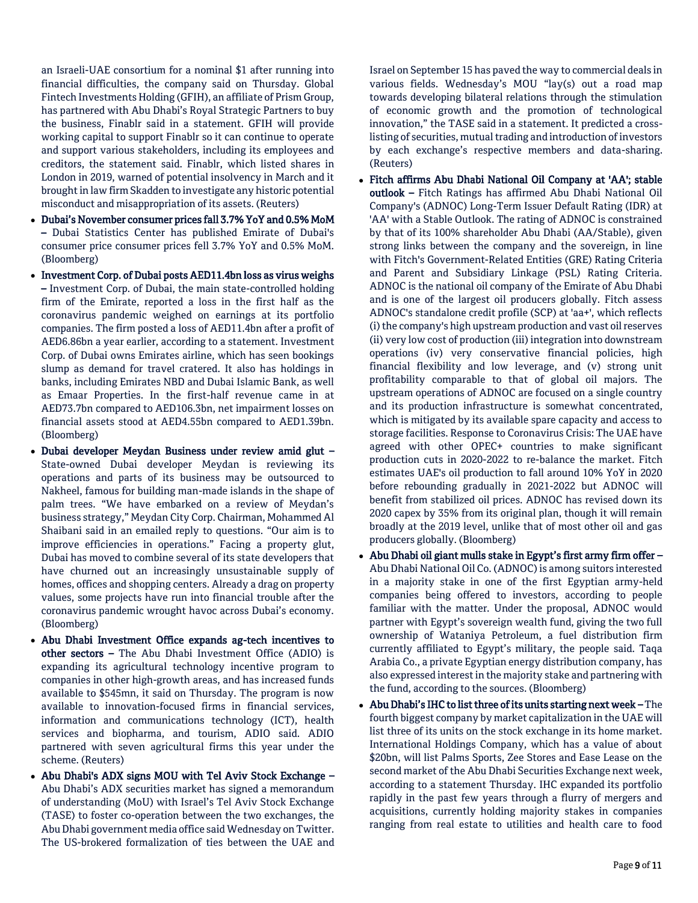an Israeli-UAE consortium for a nominal $1 after running into financial difficulties, the company said on Thursday. Global Fintech Investments Holding (GFIH), an affiliate of Prism Group, has partnered with Abu Dhabi's Royal Strategic Partners to buy the business, Finablr said in a statement. GFIH will provide working capital to support Finablr so it can continue to operate and support various stakeholders, including its employees and creditors, the statement said. Finablr, which listed shares in London in 2019, warned of potential insolvency in March and it brought in law firm Skadden to investigate any historic potential misconduct and misappropriation of its assets. (Reuters)

- **Dubai's November consumer prices fall 3.7% YoY and 0.5% MoM –** Dubai Statistics Center has published Emirate of Dubai's consumer price consumer prices fell 3.7% YoY and 0.5% MoM. (Bloomberg)
- **Investment Corp. of Dubai posts AED11.4bn loss as virus weighs –** Investment Corp. of Dubai, the main state-controlled holding firm of the Emirate, reported a loss in the first half as the coronavirus pandemic weighed on earnings at its portfolio companies. The firm posted a loss of AED11.4bn after a profit of AED6.86bn a year earlier, according to a statement. Investment Corp. of Dubai owns Emirates airline, which has seen bookings slump as demand for travel cratered. It also has holdings in banks, including Emirates NBD and Dubai Islamic Bank, as well as Emaar Properties. In the first-half revenue came in at AED73.7bn compared to AED106.3bn, net impairment losses on financial assets stood at AED4.55bn compared to AED1.39bn. (Bloomberg)
- **Dubai developer Meydan Business under review amid glut –** State-owned Dubai developer Meydan is reviewing its operations and parts of its business may be outsourced to Nakheel, famous for building man-made islands in the shape of palm trees. "We have embarked on a review of Meydan's business strategy," Meydan City Corp. Chairman, Mohammed Al Shaibani said in an emailed reply to questions. "Our aim is to improve efficiencies in operations." Facing a property glut, Dubai has moved to combine several of its state developers that have churned out an increasingly unsustainable supply of homes, offices and shopping centers. Already a drag on property values, some projects have run into financial trouble after the coronavirus pandemic wrought havoc across Dubai's economy. (Bloomberg)
- **Abu Dhabi Investment Office expands ag-tech incentives to other sectors –** The Abu Dhabi Investment Office (ADIO) is expanding its agricultural technology incentive program to companies in other high-growth areas, and has increased funds available to $545mn, it said on Thursday. The program is now available to innovation-focused firms in financial services, information and communications technology (ICT), health services and biopharma, and tourism, ADIO said. ADIO partnered with seven agricultural firms this year under the scheme. (Reuters)
- **Abu Dhabi's ADX signs MOU with Tel Aviv Stock Exchange –** Abu Dhabi's ADX securities market has signed a memorandum of understanding (MoU) with Israel's Tel Aviv Stock Exchange (TASE) to foster co-operation between the two exchanges, the Abu Dhabi government media office said Wednesday on Twitter. The US-brokered formalization of ties between the UAE and Israel on September 15 has paved the way to commercial deals in various fields. Wednesday's MOU "lay(s) out a road map towards developing bilateral relations through the stimulation of economic growth and the promotion of technological innovation," the TASE said in a statement. It predicted a cross-listing of securities, mutual trading and introduction of investors by each exchange's respective members and data-sharing. (Reuters)
- **Fitch affirms Abu Dhabi National Oil Company at 'AA'; stable outlook –** Fitch Ratings has affirmed Abu Dhabi National Oil Company's (ADNOC) Long-Term Issuer Default Rating (IDR) at 'AA' with a Stable Outlook. The rating of ADNOC is constrained by that of its 100% shareholder Abu Dhabi (AA/Stable), given strong links between the company and the sovereign, in line with Fitch's Government-Related Entities (GRE) Rating Criteria and Parent and Subsidiary Linkage (PSL) Rating Criteria. ADNOC is the national oil company of the Emirate of Abu Dhabi and is one of the largest oil producers globally. Fitch assess ADNOC's standalone credit profile (SCP) at 'aa+', which reflects (i) the company's high upstream production and vast oil reserves (ii) very low cost of production (iii) integration into downstream operations (iv) very conservative financial policies, high financial flexibility and low leverage, and (v) strong unit profitability comparable to that of global oil majors. The upstream operations of ADNOC are focused on a single country and its production infrastructure is somewhat concentrated, which is mitigated by its available spare capacity and access to storage facilities. Response to Coronavirus Crisis: The UAE have agreed with other OPEC+ countries to make significant production cuts in 2020-2022 to re-balance the market. Fitch estimates UAE's oil production to fall around 10% YoY in 2020 before rebounding gradually in 2021-2022 but ADNOC will benefit from stabilized oil prices. ADNOC has revised down its 2020 capex by 35% from its original plan, though it will remain broadly at the 2019 level, unlike that of most other oil and gas producers globally. (Bloomberg)
- **Abu Dhabi oil giant mulls stake in Egypt's first army firm offer –** Abu Dhabi National Oil Co. (ADNOC) is among suitors interested in a majority stake in one of the first Egyptian army-held companies being offered to investors, according to people familiar with the matter. Under the proposal, ADNOC would partner with Egypt's sovereign wealth fund, giving the two full ownership of Wataniya Petroleum, a fuel distribution firm currently affiliated to Egypt's military, the people said. Taqa Arabia Co., a private Egyptian energy distribution company, has also expressed interest in the majority stake and partnering with the fund, according to the sources. (Bloomberg)
- **Abu Dhabi's IHC to list three of its units starting next week –** The fourth biggest company by market capitalization in the UAE will list three of its units on the stock exchange in its home market. International Holdings Company, which has a value of about $20bn, will list Palms Sports, Zee Stores and Ease Lease on the second market of the Abu Dhabi Securities Exchange next week, according to a statement Thursday. IHC expanded its portfolio rapidly in the past few years through a flurry of mergers and acquisitions, currently holding majority stakes in companies ranging from real estate to utilities and health care to food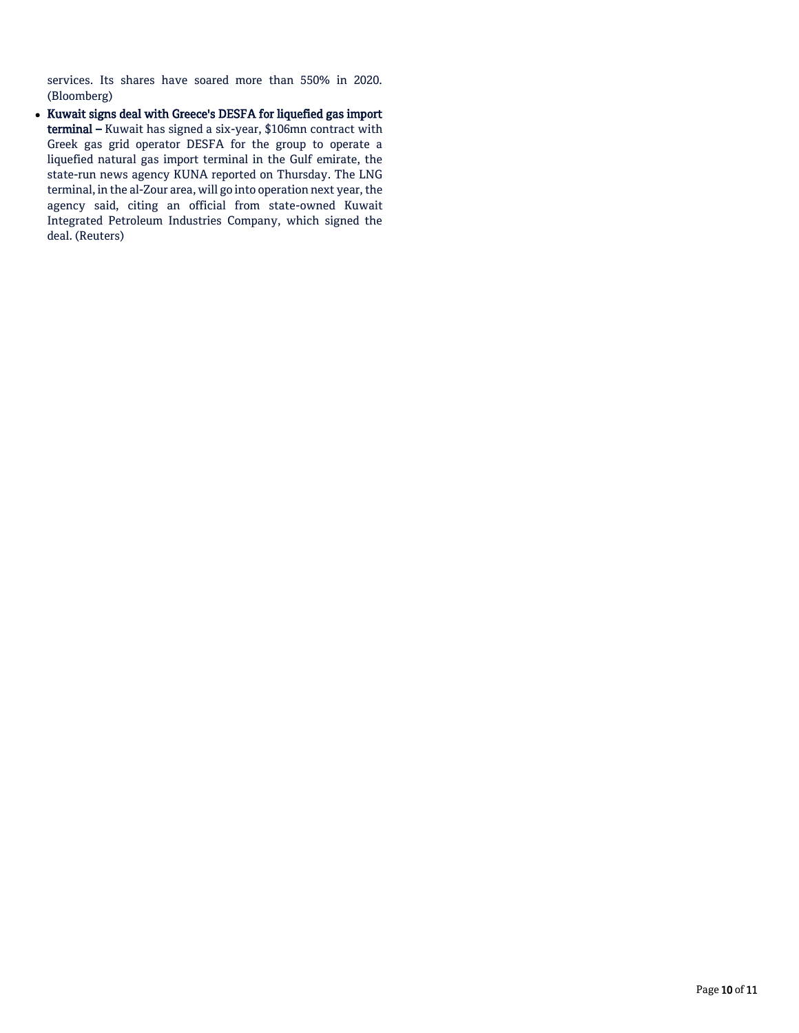services. Its shares have soared more than 550% in 2020. (Bloomberg)

- **Kuwait signs deal with Greece's DESFA for liquefied gas import terminal –** Kuwait has signed a six-year, $106mn contract with Greek gas grid operator DESFA for the group to operate a liquefied natural gas import terminal in the Gulf emirate, the state-run news agency KUNA reported on Thursday. The LNG terminal, in the al-Zour area, will go into operation next year, the agency said, citing an official from state-owned Kuwait Integrated Petroleum Industries Company, which signed the deal. (Reuters)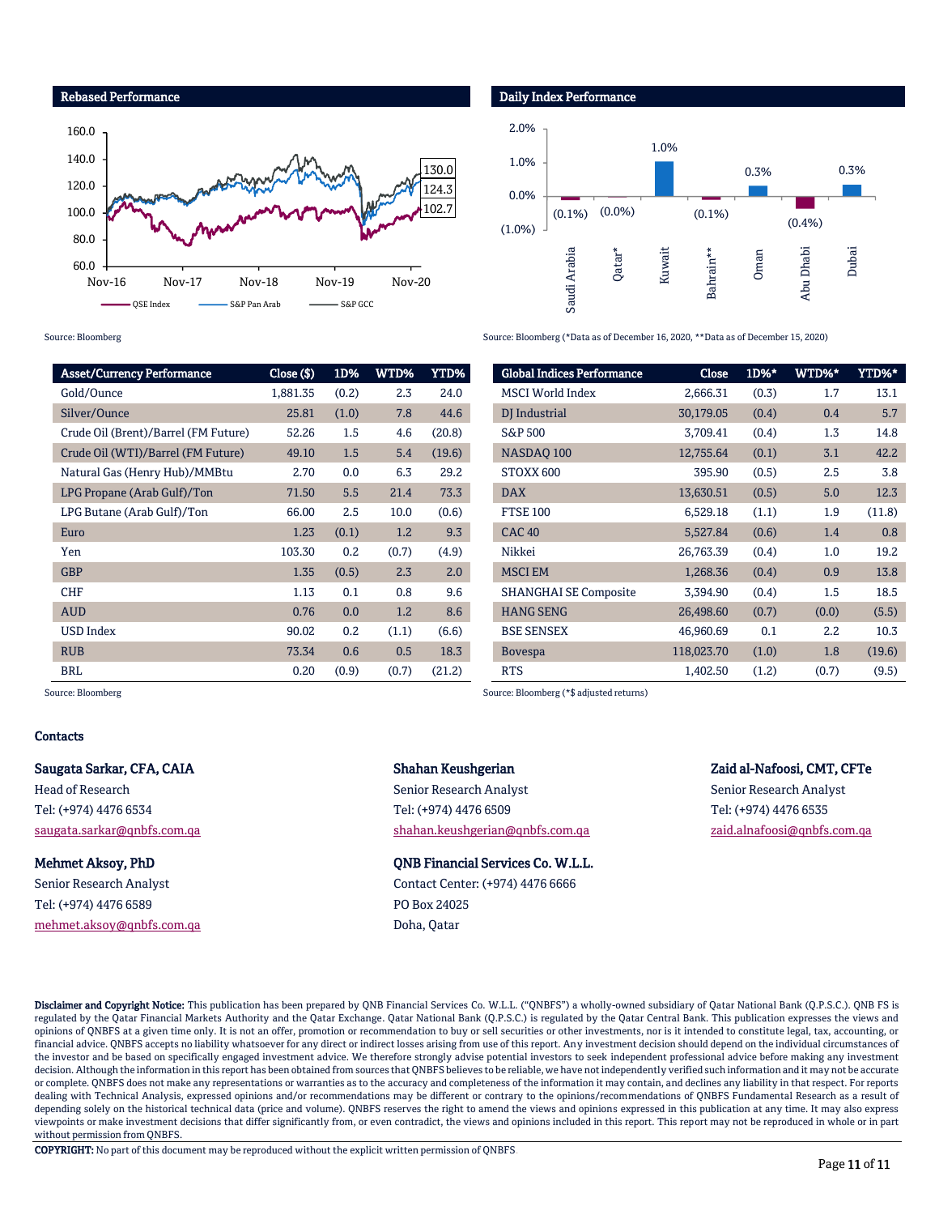## Rebased Performance

160.0
140.0
120.0
100.0
80.0
60.0

Nov-16 Nov-17 Nov-18 Nov-19 Nov-20

130.0
124.3
102.7

QSE Index S&P Pan Arab S&P GCC

Source: Bloomberg

## Daily Index Performance

2.0%
1.0%
0.0%
(1.0%)

(0.1%) (0.0%) 1.0% (0.1%) 0.3% (0.4%) 0.3%

Saudi Arabia Qatar* Kuwait Bahrain** Oman Abu Dhabi Dubai

Source: Bloomberg (*Data as of December 16, 2020, **Data as of December 15, 2020)

| Asset/Currency Performance | Close ($) | 1D% | WTD% | YTD% |
|---|---|---|---|---|
| Gold/Ounce | 1,881.35 | (0.2) | 2.3 | 24.0 |
| Silver/Ounce | 25.81 | (1.0) | 7.8 | 44.6 |
| Crude Oil (Brent)/Barrel (FM Future) | 52.26 | 1.5 | 4.6 | (20.8) |
| Crude Oil (WTI)/Barrel (FM Future) | 49.10 | 1.5 | 5.4 | (19.6) |
| Natural Gas (Henry Hub)/MMBtu | 2.70 | 0.0 | 6.3 | 29.2 |
| LPG Propane (Arab Gulf)/Ton | 71.50 | 5.5 | 21.4 | 73.3 |
| LPG Butane (Arab Gulf)/Ton | 66.00 | 2.5 | 10.0 | (0.6) |
| Euro | 1.23 | (0.1) | 1.2 | 9.3 |
| Yen | 103.30 | 0.2 | (0.7) | (4.9) |
| GBP | 1.35 | (0.5) | 2.3 | 2.0 |
| CHF | 1.13 | 0.1 | 0.8 | 9.6 |
| AUD | 0.76 | 0.0 | 1.2 | 8.6 |
| USD Index | 90.02 | 0.2 | (1.1) | (6.6) |
| RUB | 73.34 | 0.6 | 0.5 | 18.3 |
| BRL | 0.20 | (0.9) | (0.7) | (21.2) |

Source: Bloomberg

| Global Indices Performance | Close | 1D%* | WTD%* | YTD%* |
|---|---|---|---|---|
| MSCI World Index | 2,666.31 | (0.3) | 1.7 | 13.1 |
| DJ Industrial | 30,179.05 | (0.4) | 0.4 | 5.7 |
| S&P 500 | 3,709.41 | (0.4) | 1.3 | 14.8 |
| NASDAQ 100 | 12,755.64 | (0.1) | 3.1 | 42.2 |
| STOXX 600 | 395.90 | (0.5) | 2.5 | 3.8 |
| DAX | 13,630.51 | (0.5) | 5.0 | 12.3 |
| FTSE 100 | 6,529.18 | (1.1) | 1.9 | (11.8) |
| CAC 40 | 5,527.84 | (0.6) | 1.4 | 0.8 |
| Nikkei | 26,763.39 | (0.4) | 1.0 | 19.2 |
| MSCI EM | 1,268.36 | (0.4) | 0.9 | 13.8 |
| SHANGHAI SE Composite | 3,394.90 | (0.4) | 1.5 | 18.5 |
| HANG SENG | 26,498.60 | (0.7) | (0.0) | (5.5) |
| BSE SENSEX | 46,960.69 | 0.1 | 2.2 | 10.3 |
| Bovespa | 118,023.70 | (1.0) | 1.8 | (19.6) |
| RTS | 1,402.50 | (1.2) | (0.7) | (9.5) |

Source: Bloomberg (*$ adjusted returns)

**Contacts**

**Saugata Sarkar, CFA, CAIA**
Head of Research
Tel: (+974) 4476 6534
saugata.sarkar@qnbfs.com.qa

**Shahan Keushgerian**
Senior Research Analyst
Tel: (+974) 4476 6509
shahan.keushgerian@qnbfs.com.qa

**Zaid al-Nafoosi, CMT, CFTe**
Senior Research Analyst
Tel: (+974) 4476 6535
zaid.alnafoosi@qnbfs.com.qa

**Mehmet Aksoy, PhD**
Senior Research Analyst
Tel: (+974) 4476 6589
mehmet.aksoy@qnbfs.com.qa

**QNB Financial Services Co. W.L.L.**
Contact Center: (+974) 4476 6666
PO Box 24025
Doha, Qatar

**Disclaimer and Copyright Notice:** This publication has been prepared by QNB Financial Services Co. W.L.L. ("QNBFS") a wholly-owned subsidiary of Qatar National Bank (Q.P.S.C.). QNB FS is regulated by the Qatar Financial Markets Authority and the Qatar Exchange. Qatar National Bank (Q.P.S.C.) is regulated by the Qatar Central Bank. This publication expresses the views and opinions of QNBFS at a given time only. It is not an offer, promotion or recommendation to buy or sell securities or other investments, nor is it intended to constitute legal, tax, accounting, or financial advice. QNBFS accepts no liability whatsoever for any direct or indirect losses arising from use of this report. Any investment decision should depend on the individual circumstances of the investor and be based on specifically engaged investment advice. We therefore strongly advise potential investors to seek independent professional advice before making any investment decision. Although the information in this report has been obtained from sources that QNBFS believes to be reliable, we have not independently verified such information and it may not be accurate or complete. QNBFS does not make any representations or warranties as to the accuracy and completeness of the information it may contain, and declines any liability in that respect. For reports dealing with Technical Analysis, expressed opinions and/or recommendations may be different or contrary to the opinions/recommendations of QNBFS Fundamental Research as a result of depending solely on the historical technical data (price and volume). QNBFS reserves the right to amend the views and opinions expressed in this publication at any time. It may also express viewpoints or make investment decisions that differ significantly from, or even contradict, the views and opinions included in this report. This report may not be reproduced in whole or in part without permission from QNBFS.

**COPYRIGHT:** No part of this document may be reproduced without the explicit written permission of QNBFS